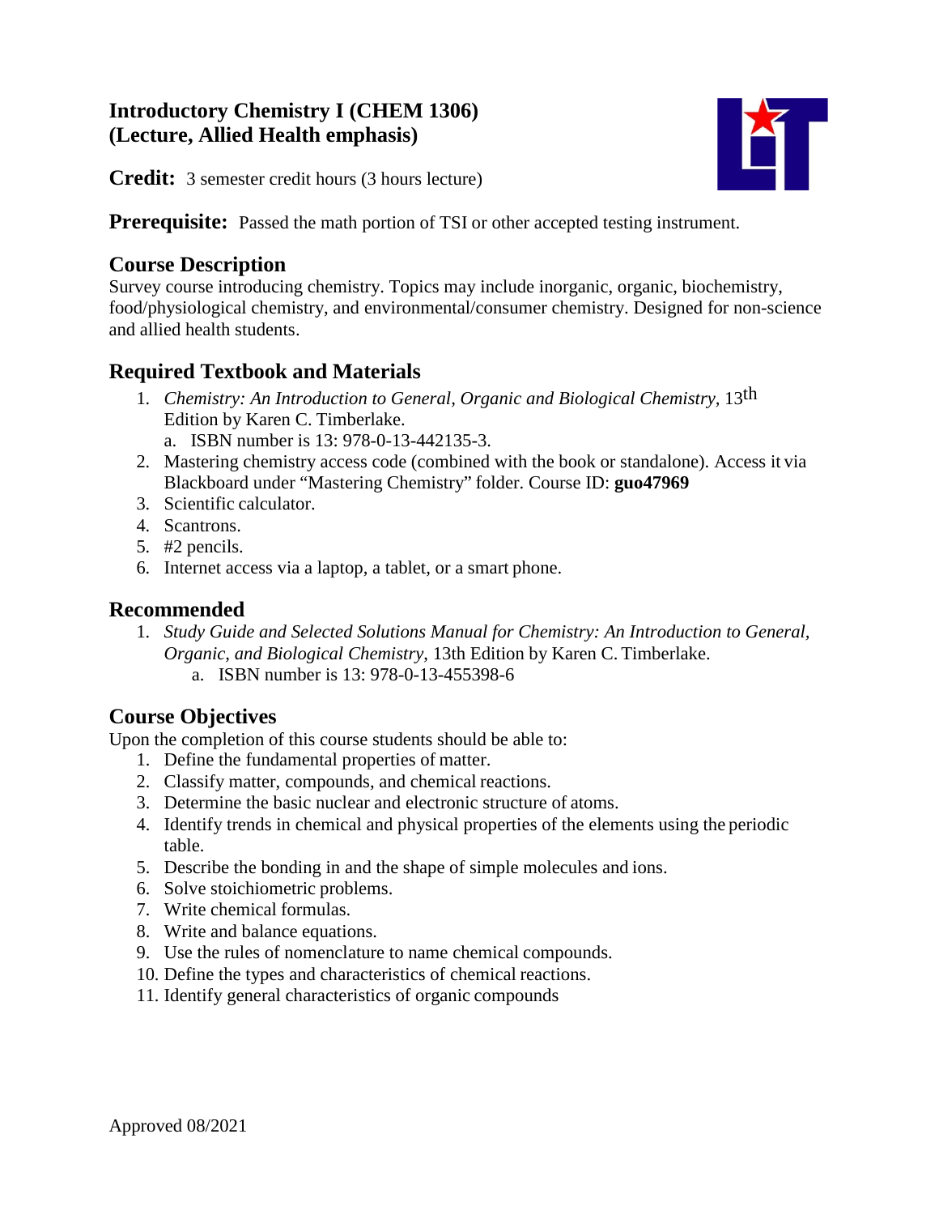# Introductory Chemistry I (CHEM 1306)
# (Lecture, Allied Health emphasis)

**Credit:** 3 semester credit hours (3 hours lecture)

**Prerequisite:** Passed the math portion of TSI or other accepted testing instrument.

## Course Description

Survey course introducing chemistry. Topics may include inorganic, organic, biochemistry, food/physiological chemistry, and environmental/consumer chemistry. Designed for non-science and allied health students.

## Required Textbook and Materials

1. *Chemistry: An Introduction to General, Organic and Biological Chemistry,* 13th Edition by Karen C. Timberlake.
   a. ISBN number is 13: 978-0-13-442135-3.
2. Mastering chemistry access code (combined with the book or standalone). Access it via Blackboard under "Mastering Chemistry" folder. Course ID: **guo47969**
3. Scientific calculator.
4. Scantrons.
5. #2 pencils.
6. Internet access via a laptop, a tablet, or a smart phone.

## Recommended

1. *Study Guide and Selected Solutions Manual for Chemistry: An Introduction to General, Organic, and Biological Chemistry,* 13th Edition by Karen C. Timberlake.
   a. ISBN number is 13: 978-0-13-455398-6

## Course Objectives

Upon the completion of this course students should be able to:

1. Define the fundamental properties of matter.
2. Classify matter, compounds, and chemical reactions.
3. Determine the basic nuclear and electronic structure of atoms.
4. Identify trends in chemical and physical properties of the elements using the periodic table.
5. Describe the bonding in and the shape of simple molecules and ions.
6. Solve stoichiometric problems.
7. Write chemical formulas.
8. Write and balance equations.
9. Use the rules of nomenclature to name chemical compounds.
10. Define the types and characteristics of chemical reactions.
11. Identify general characteristics of organic compounds

Approved 08/2021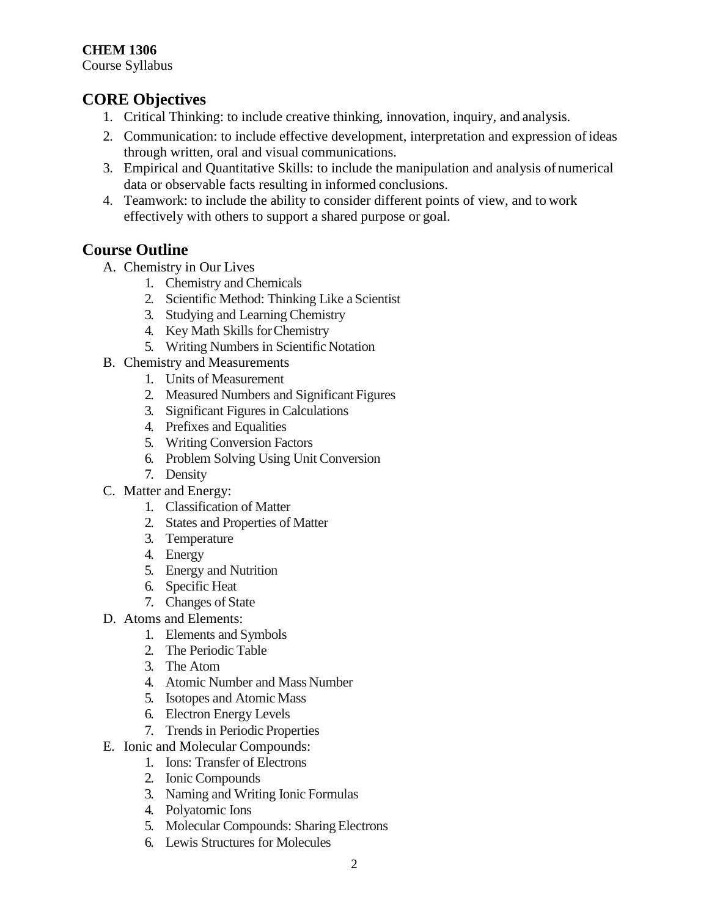**CHEM 1306**
Course Syllabus

## CORE Objectives

1. Critical Thinking: to include creative thinking, innovation, inquiry, and analysis.
2. Communication: to include effective development, interpretation and expression of ideas through written, oral and visual communications.
3. Empirical and Quantitative Skills: to include the manipulation and analysis of numerical data or observable facts resulting in informed conclusions.
4. Teamwork: to include the ability to consider different points of view, and to work effectively with others to support a shared purpose or goal.

## Course Outline

A. Chemistry in Our Lives
   1. Chemistry and Chemicals
   2. Scientific Method: Thinking Like a Scientist
   3. Studying and Learning Chemistry
   4. Key Math Skills for Chemistry
   5. Writing Numbers in Scientific Notation

B. Chemistry and Measurements
   1. Units of Measurement
   2. Measured Numbers and Significant Figures
   3. Significant Figures in Calculations
   4. Prefixes and Equalities
   5. Writing Conversion Factors
   6. Problem Solving Using Unit Conversion
   7. Density

C. Matter and Energy:
   1. Classification of Matter
   2. States and Properties of Matter
   3. Temperature
   4. Energy
   5. Energy and Nutrition
   6. Specific Heat
   7. Changes of State

D. Atoms and Elements:
   1. Elements and Symbols
   2. The Periodic Table
   3. The Atom
   4. Atomic Number and Mass Number
   5. Isotopes and Atomic Mass
   6. Electron Energy Levels
   7. Trends in Periodic Properties

E. Ionic and Molecular Compounds:
   1. Ions: Transfer of Electrons
   2. Ionic Compounds
   3. Naming and Writing Ionic Formulas
   4. Polyatomic Ions
   5. Molecular Compounds: Sharing Electrons
   6. Lewis Structures for Molecules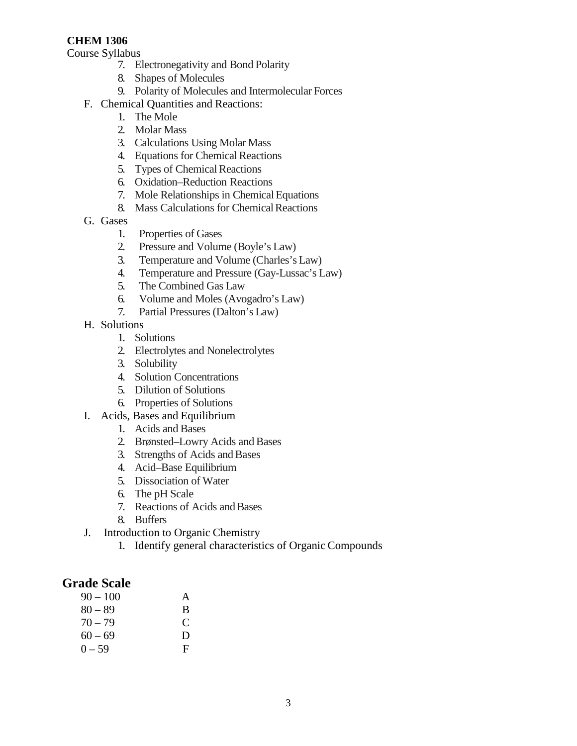**CHEM 1306**
Course Syllabus

7. Electronegativity and Bond Polarity
8. Shapes of Molecules
9. Polarity of Molecules and Intermolecular Forces

F. Chemical Quantities and Reactions:
   1. The Mole
   2. Molar Mass
   3. Calculations Using Molar Mass
   4. Equations for Chemical Reactions
   5. Types of Chemical Reactions
   6. Oxidation–Reduction Reactions
   7. Mole Relationships in Chemical Equations
   8. Mass Calculations for Chemical Reactions

G. Gases
   1. Properties of Gases
   2. Pressure and Volume (Boyle's Law)
   3. Temperature and Volume (Charles's Law)
   4. Temperature and Pressure (Gay-Lussac's Law)
   5. The Combined Gas Law
   6. Volume and Moles (Avogadro's Law)
   7. Partial Pressures (Dalton's Law)

H. Solutions
   1. Solutions
   2. Electrolytes and Nonelectrolytes
   3. Solubility
   4. Solution Concentrations
   5. Dilution of Solutions
   6. Properties of Solutions

I. Acids, Bases and Equilibrium
   1. Acids and Bases
   2. Brønsted–Lowry Acids and Bases
   3. Strengths of Acids and Bases
   4. Acid–Base Equilibrium
   5. Dissociation of Water
   6. The pH Scale
   7. Reactions of Acids and Bases
   8. Buffers

J. Introduction to Organic Chemistry
   1. Identify general characteristics of Organic Compounds

## Grade Scale

| | |
|---|---|
| 90 – 100 | A |
| 80 – 89 | B |
| 70 – 79 | C |
| 60 – 69 | D |
| 0 – 59 | F |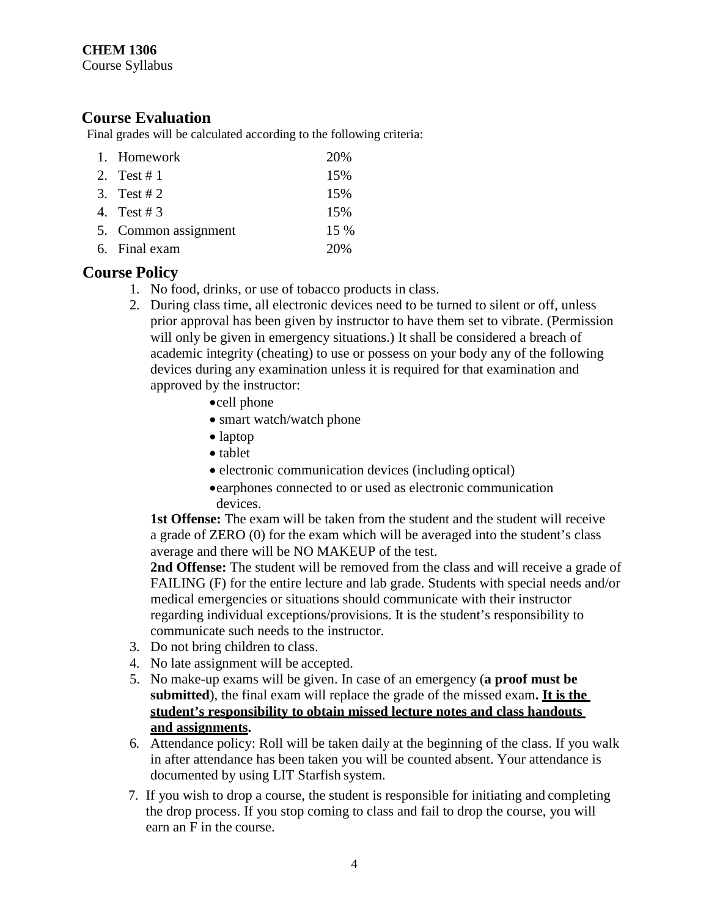**CHEM 1306**
Course Syllabus

## Course Evaluation

Final grades will be calculated according to the following criteria:

1. Homework 20%
2. Test # 1 15%
3. Test # 2 15%
4. Test # 3 15%
5. Common assignment 15 %
6. Final exam 20%

## Course Policy

1. No food, drinks, or use of tobacco products in class.
2. During class time, all electronic devices need to be turned to silent or off, unless prior approval has been given by instructor to have them set to vibrate. (Permission will only be given in emergency situations.) It shall be considered a breach of academic integrity (cheating) to use or possess on your body any of the following devices during any examination unless it is required for that examination and approved by the instructor:
   - cell phone
   - smart watch/watch phone
   - laptop
   - tablet
   - electronic communication devices (including optical)
   - earphones connected to or used as electronic communication devices.

   **1st Offense:** The exam will be taken from the student and the student will receive a grade of ZERO (0) for the exam which will be averaged into the student's class average and there will be NO MAKEUP of the test.
   **2nd Offense:** The student will be removed from the class and will receive a grade of FAILING (F) for the entire lecture and lab grade. Students with special needs and/or medical emergencies or situations should communicate with their instructor regarding individual exceptions/provisions. It is the student's responsibility to communicate such needs to the instructor.
3. Do not bring children to class.
4. No late assignment will be accepted.
5. No make-up exams will be given. In case of an emergency (**a proof must be submitted**), the final exam will replace the grade of the missed exam**. <u>It is the student's responsibility to obtain missed lecture notes and class handouts and assignments</u>.**
6. Attendance policy: Roll will be taken daily at the beginning of the class. If you walk in after attendance has been taken you will be counted absent. Your attendance is documented by using LIT Starfish system.
7. If you wish to drop a course, the student is responsible for initiating and completing the drop process. If you stop coming to class and fail to drop the course, you will earn an F in the course.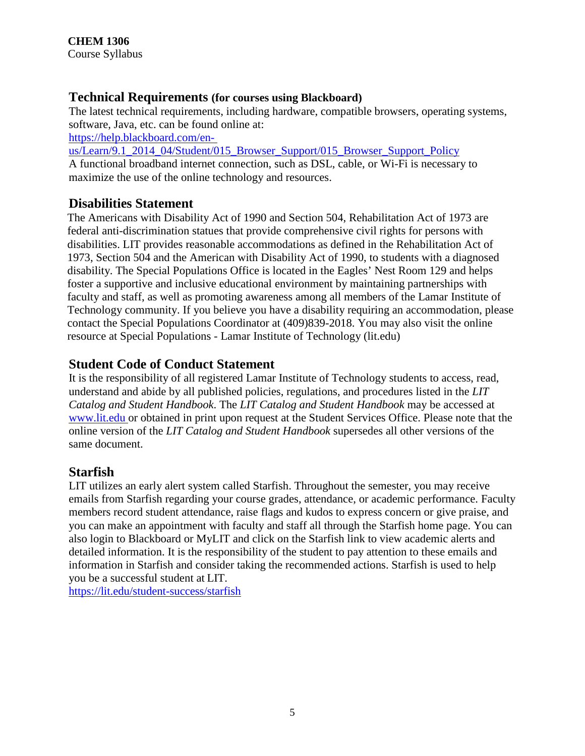## Technical Requirements (for courses using Blackboard)

The latest technical requirements, including hardware, compatible browsers, operating systems, software, Java, etc. can be found online at:
https://help.blackboard.com/en-us/Learn/9.1_2014_04/Student/015_Browser_Support/015_Browser_Support_Policy
A functional broadband internet connection, such as DSL, cable, or Wi-Fi is necessary to maximize the use of the online technology and resources.

## Disabilities Statement

The Americans with Disability Act of 1990 and Section 504, Rehabilitation Act of 1973 are federal anti-discrimination statues that provide comprehensive civil rights for persons with disabilities. LIT provides reasonable accommodations as defined in the Rehabilitation Act of 1973, Section 504 and the American with Disability Act of 1990, to students with a diagnosed disability. The Special Populations Office is located in the Eagles' Nest Room 129 and helps foster a supportive and inclusive educational environment by maintaining partnerships with faculty and staff, as well as promoting awareness among all members of the Lamar Institute of Technology community. If you believe you have a disability requiring an accommodation, please contact the Special Populations Coordinator at (409)839-2018. You may also visit the online resource at Special Populations - Lamar Institute of Technology (lit.edu)

## Student Code of Conduct Statement

It is the responsibility of all registered Lamar Institute of Technology students to access, read, understand and abide by all published policies, regulations, and procedures listed in the *LIT Catalog and Student Handbook*. The *LIT Catalog and Student Handbook* may be accessed at www.lit.edu or obtained in print upon request at the Student Services Office. Please note that the online version of the *LIT Catalog and Student Handbook* supersedes all other versions of the same document.

## Starfish

LIT utilizes an early alert system called Starfish. Throughout the semester, you may receive emails from Starfish regarding your course grades, attendance, or academic performance. Faculty members record student attendance, raise flags and kudos to express concern or give praise, and you can make an appointment with faculty and staff all through the Starfish home page. You can also login to Blackboard or MyLIT and click on the Starfish link to view academic alerts and detailed information. It is the responsibility of the student to pay attention to these emails and information in Starfish and consider taking the recommended actions. Starfish is used to help you be a successful student at LIT.
https://lit.edu/student-success/starfish